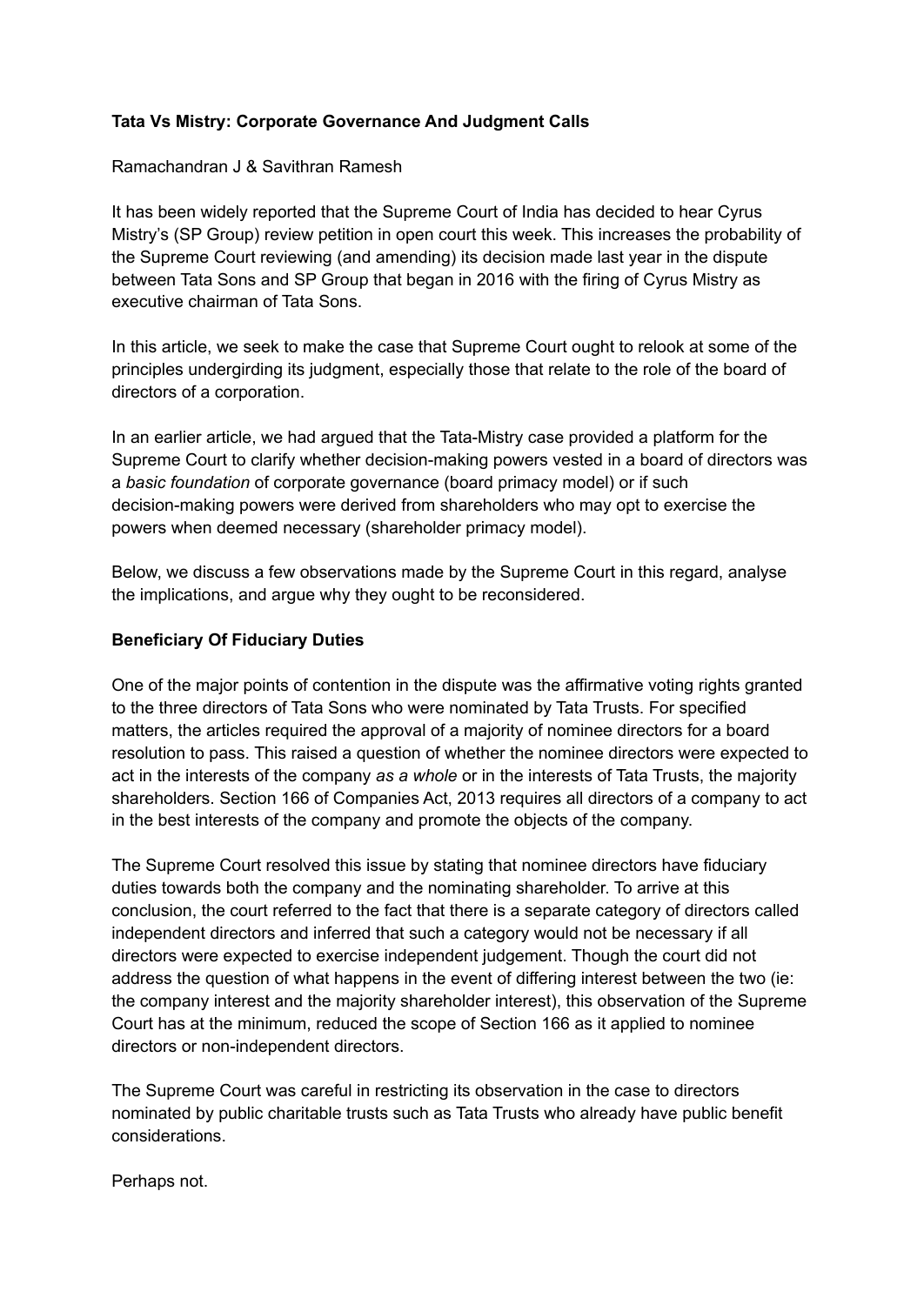# Tata Vs Mistry: Corporate Governance And Judgment Calls

Ramachandran J & Savithran Ramesh

It has been widely reported that the Supreme Court of India has decided to hear Cyrus Mistry's (SP Group) review petition in open court this week. This increases the probability of the Supreme Court reviewing (and amending) its decision made last year in the dispute between Tata Sons and SP Group that began in 2016 with the firing of Cyrus Mistry as executive chairman of Tata Sons.

In this article, we seek to make the case that Supreme Court ought to relook at some of the principles undergirding its judgment, especially those that relate to the role of the board of directors of a corporation.

In an earlier article, we had argued that the Tata-Mistry case provided a platform for the Supreme Court to clarify whether decision-making powers vested in a board of directors was a *basic foundation* of corporate governance (board primacy model) or if such decision-making powers were derived from shareholders who may opt to exercise the powers when deemed necessary (shareholder primacy model).

Below, we discuss a few observations made by the Supreme Court in this regard, analyse the implications, and argue why they ought to be reconsidered.

## Beneficiary Of Fiduciary Duties

One of the major points of contention in the dispute was the affirmative voting rights granted to the three directors of Tata Sons who were nominated by Tata Trusts. For specified matters, the articles required the approval of a majority of nominee directors for a board resolution to pass. This raised a question of whether the nominee directors were expected to act in the interests of the company *as a whole* or in the interests of Tata Trusts, the majority shareholders. Section 166 of Companies Act, 2013 requires all directors of a company to act in the best interests of the company and promote the objects of the company.

The Supreme Court resolved this issue by stating that nominee directors have fiduciary duties towards both the company and the nominating shareholder. To arrive at this conclusion, the court referred to the fact that there is a separate category of directors called independent directors and inferred that such a category would not be necessary if all directors were expected to exercise independent judgement. Though the court did not address the question of what happens in the event of differing interest between the two (ie: the company interest and the majority shareholder interest), this observation of the Supreme Court has at the minimum, reduced the scope of Section 166 as it applied to nominee directors or non-independent directors.

The Supreme Court was careful in restricting its observation in the case to directors nominated by public charitable trusts such as Tata Trusts who already have public benefit considerations.

Perhaps not.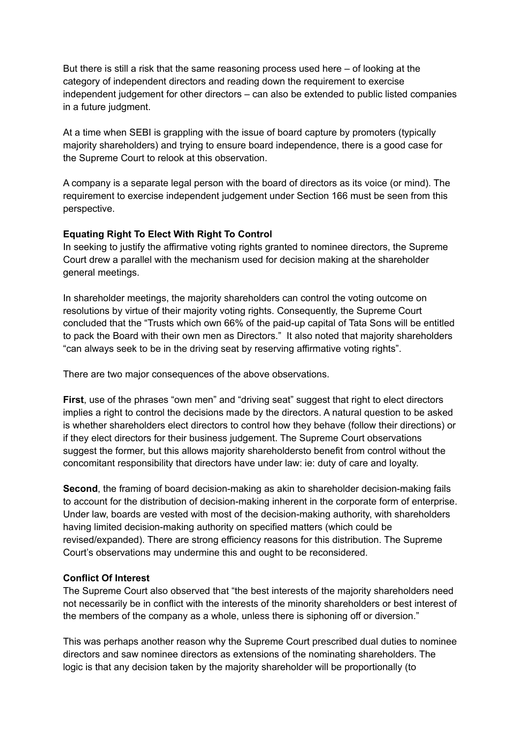But there is still a risk that the same reasoning process used here – of looking at the category of independent directors and reading down the requirement to exercise independent judgement for other directors – can also be extended to public listed companies in a future judgment.

At a time when SEBI is grappling with the issue of board capture by promoters (typically majority shareholders) and trying to ensure board independence, there is a good case for the Supreme Court to relook at this observation.

A company is a separate legal person with the board of directors as its voice (or mind). The requirement to exercise independent judgement under Section 166 must be seen from this perspective.

**Equating Right To Elect With Right To Control**

In seeking to justify the affirmative voting rights granted to nominee directors, the Supreme Court drew a parallel with the mechanism used for decision making at the shareholder general meetings.

In shareholder meetings, the majority shareholders can control the voting outcome on resolutions by virtue of their majority voting rights. Consequently, the Supreme Court concluded that the "Trusts which own 66% of the paid-up capital of Tata Sons will be entitled to pack the Board with their own men as Directors." It also noted that majority shareholders "can always seek to be in the driving seat by reserving affirmative voting rights".

There are two major consequences of the above observations.

**First**, use of the phrases "own men" and "driving seat" suggest that right to elect directors implies a right to control the decisions made by the directors. A natural question to be asked is whether shareholders elect directors to control how they behave (follow their directions) or if they elect directors for their business judgement. The Supreme Court observations suggest the former, but this allows majority shareholdersto benefit from control without the concomitant responsibility that directors have under law: ie: duty of care and loyalty.

**Second**, the framing of board decision-making as akin to shareholder decision-making fails to account for the distribution of decision-making inherent in the corporate form of enterprise. Under law, boards are vested with most of the decision-making authority, with shareholders having limited decision-making authority on specified matters (which could be revised/expanded). There are strong efficiency reasons for this distribution. The Supreme Court's observations may undermine this and ought to be reconsidered.

**Conflict Of Interest**

The Supreme Court also observed that "the best interests of the majority shareholders need not necessarily be in conflict with the interests of the minority shareholders or best interest of the members of the company as a whole, unless there is siphoning off or diversion."

This was perhaps another reason why the Supreme Court prescribed dual duties to nominee directors and saw nominee directors as extensions of the nominating shareholders. The logic is that any decision taken by the majority shareholder will be proportionally (to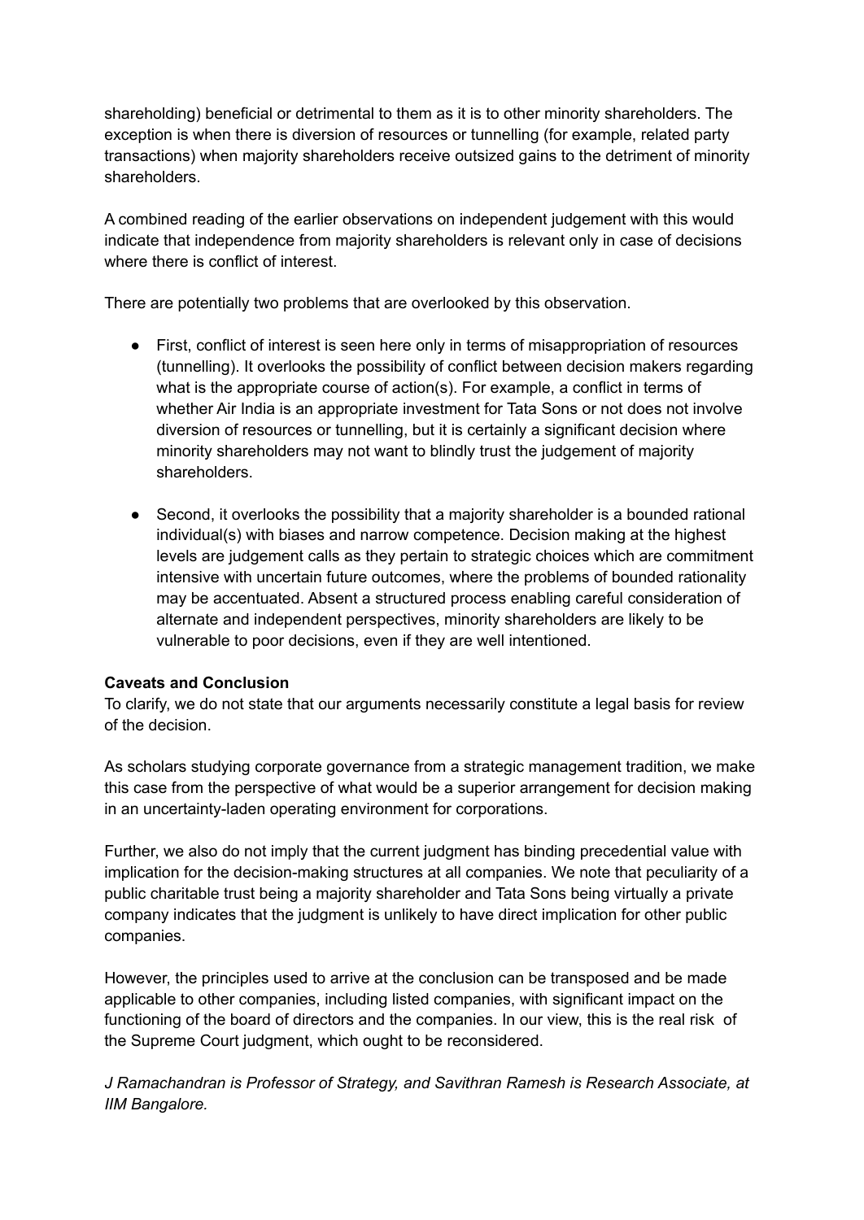shareholding) beneficial or detrimental to them as it is to other minority shareholders. The exception is when there is diversion of resources or tunnelling (for example, related party transactions) when majority shareholders receive outsized gains to the detriment of minority shareholders.

A combined reading of the earlier observations on independent judgement with this would indicate that independence from majority shareholders is relevant only in case of decisions where there is conflict of interest.

There are potentially two problems that are overlooked by this observation.

- First, conflict of interest is seen here only in terms of misappropriation of resources (tunnelling). It overlooks the possibility of conflict between decision makers regarding what is the appropriate course of action(s). For example, a conflict in terms of whether Air India is an appropriate investment for Tata Sons or not does not involve diversion of resources or tunnelling, but it is certainly a significant decision where minority shareholders may not want to blindly trust the judgement of majority shareholders.

- Second, it overlooks the possibility that a majority shareholder is a bounded rational individual(s) with biases and narrow competence. Decision making at the highest levels are judgement calls as they pertain to strategic choices which are commitment intensive with uncertain future outcomes, where the problems of bounded rationality may be accentuated. Absent a structured process enabling careful consideration of alternate and independent perspectives, minority shareholders are likely to be vulnerable to poor decisions, even if they are well intentioned.

**Caveats and Conclusion**

To clarify, we do not state that our arguments necessarily constitute a legal basis for review of the decision.

As scholars studying corporate governance from a strategic management tradition, we make this case from the perspective of what would be a superior arrangement for decision making in an uncertainty-laden operating environment for corporations.

Further, we also do not imply that the current judgment has binding precedential value with implication for the decision-making structures at all companies. We note that peculiarity of a public charitable trust being a majority shareholder and Tata Sons being virtually a private company indicates that the judgment is unlikely to have direct implication for other public companies.

However, the principles used to arrive at the conclusion can be transposed and be made applicable to other companies, including listed companies, with significant impact on the functioning of the board of directors and the companies. In our view, this is the real risk of the Supreme Court judgment, which ought to be reconsidered.

*J Ramachandran is Professor of Strategy, and Savithran Ramesh is Research Associate, at IIM Bangalore.*